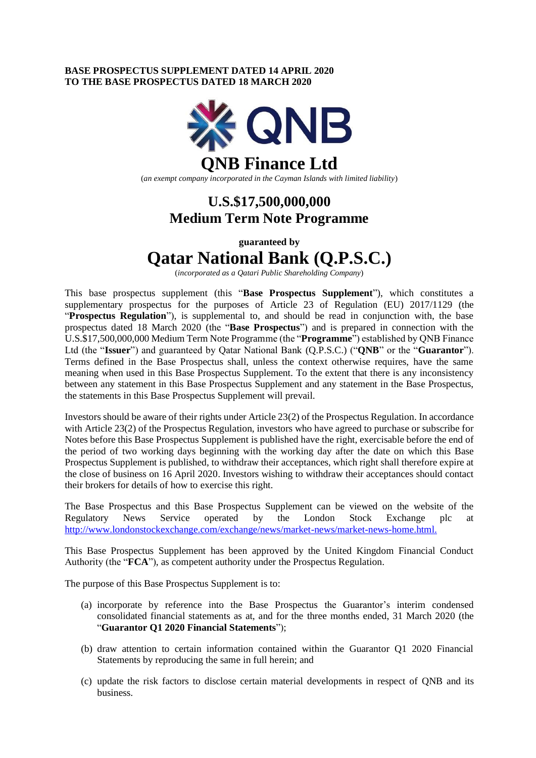**BASE PROSPECTUS SUPPLEMENT DATED 14 APRIL 2020**
**TO THE BASE PROSPECTUS DATED 18 MARCH 2020**

QNB

# QNB Finance Ltd

(*an exempt company incorporated in the Cayman Islands with limited liability*)

## U.S.$17,500,000,000
## Medium Term Note Programme

**guaranteed by**

# Qatar National Bank (Q.P.S.C.)

(*incorporated as a Qatari Public Shareholding Company*)

This base prospectus supplement (this "**Base Prospectus Supplement**"), which constitutes a supplementary prospectus for the purposes of Article 23 of Regulation (EU) 2017/1129 (the "**Prospectus Regulation**"), is supplemental to, and should be read in conjunction with, the base prospectus dated 18 March 2020 (the "**Base Prospectus**") and is prepared in connection with the U.S.$17,500,000,000 Medium Term Note Programme (the "**Programme**") established by QNB Finance Ltd (the "**Issuer**") and guaranteed by Qatar National Bank (Q.P.S.C.) ("**QNB**" or the "**Guarantor**"). Terms defined in the Base Prospectus shall, unless the context otherwise requires, have the same meaning when used in this Base Prospectus Supplement. To the extent that there is any inconsistency between any statement in this Base Prospectus Supplement and any statement in the Base Prospectus, the statements in this Base Prospectus Supplement will prevail.

Investors should be aware of their rights under Article 23(2) of the Prospectus Regulation. In accordance with Article 23(2) of the Prospectus Regulation, investors who have agreed to purchase or subscribe for Notes before this Base Prospectus Supplement is published have the right, exercisable before the end of the period of two working days beginning with the working day after the date on which this Base Prospectus Supplement is published, to withdraw their acceptances, which right shall therefore expire at the close of business on 16 April 2020. Investors wishing to withdraw their acceptances should contact their brokers for details of how to exercise this right.

The Base Prospectus and this Base Prospectus Supplement can be viewed on the website of the Regulatory News Service operated by the London Stock Exchange plc at http://www.londonstockexchange.com/exchange/news/market-news/market-news-home.html.

This Base Prospectus Supplement has been approved by the United Kingdom Financial Conduct Authority (the "**FCA**"), as competent authority under the Prospectus Regulation.

The purpose of this Base Prospectus Supplement is to:

(a) incorporate by reference into the Base Prospectus the Guarantor's interim condensed consolidated financial statements as at, and for the three months ended, 31 March 2020 (the "**Guarantor Q1 2020 Financial Statements**");

(b) draw attention to certain information contained within the Guarantor Q1 2020 Financial Statements by reproducing the same in full herein; and

(c) update the risk factors to disclose certain material developments in respect of QNB and its business.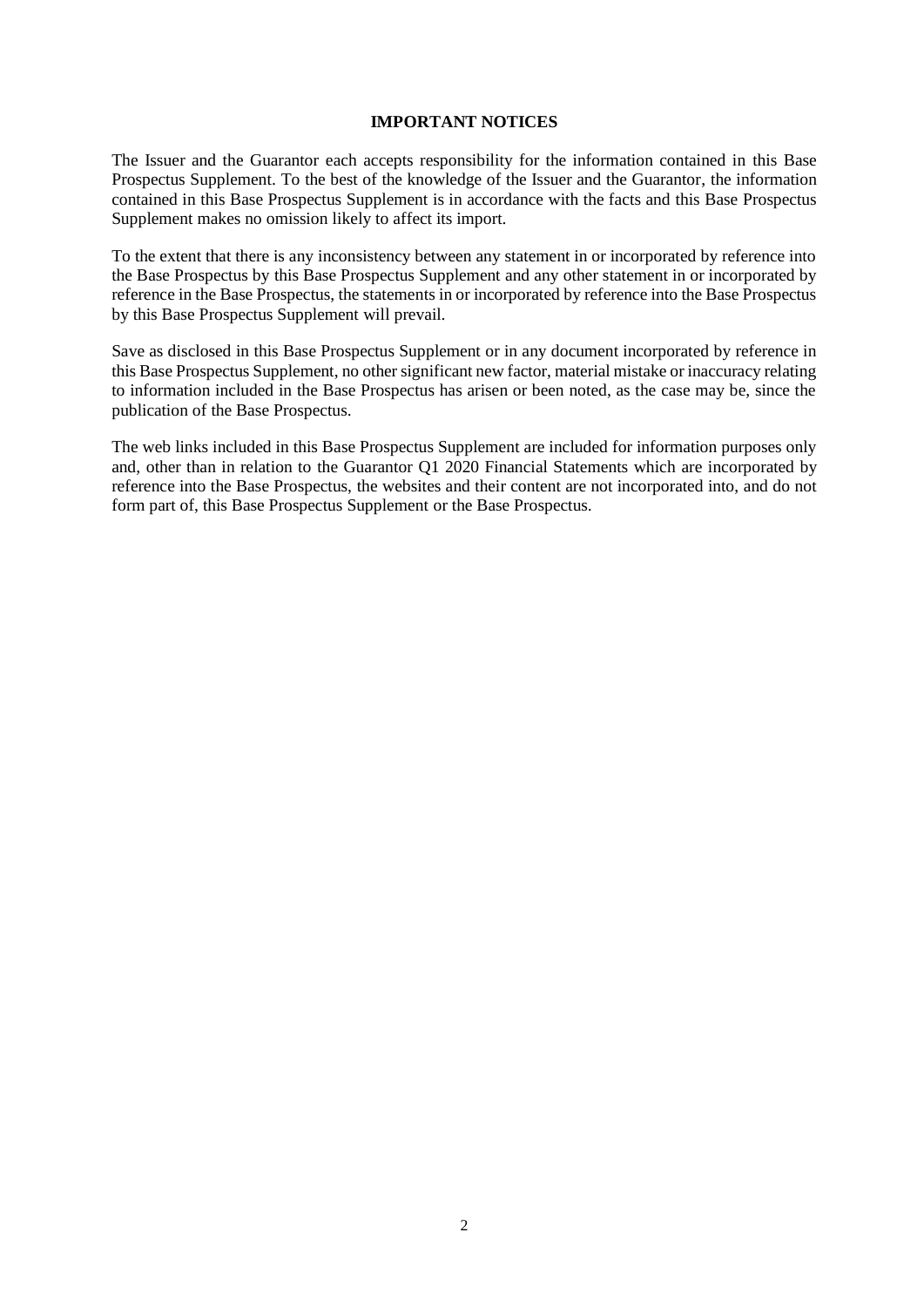## IMPORTANT NOTICES

The Issuer and the Guarantor each accepts responsibility for the information contained in this Base Prospectus Supplement. To the best of the knowledge of the Issuer and the Guarantor, the information contained in this Base Prospectus Supplement is in accordance with the facts and this Base Prospectus Supplement makes no omission likely to affect its import.

To the extent that there is any inconsistency between any statement in or incorporated by reference into the Base Prospectus by this Base Prospectus Supplement and any other statement in or incorporated by reference in the Base Prospectus, the statements in or incorporated by reference into the Base Prospectus by this Base Prospectus Supplement will prevail.

Save as disclosed in this Base Prospectus Supplement or in any document incorporated by reference in this Base Prospectus Supplement, no other significant new factor, material mistake or inaccuracy relating to information included in the Base Prospectus has arisen or been noted, as the case may be, since the publication of the Base Prospectus.

The web links included in this Base Prospectus Supplement are included for information purposes only and, other than in relation to the Guarantor Q1 2020 Financial Statements which are incorporated by reference into the Base Prospectus, the websites and their content are not incorporated into, and do not form part of, this Base Prospectus Supplement or the Base Prospectus.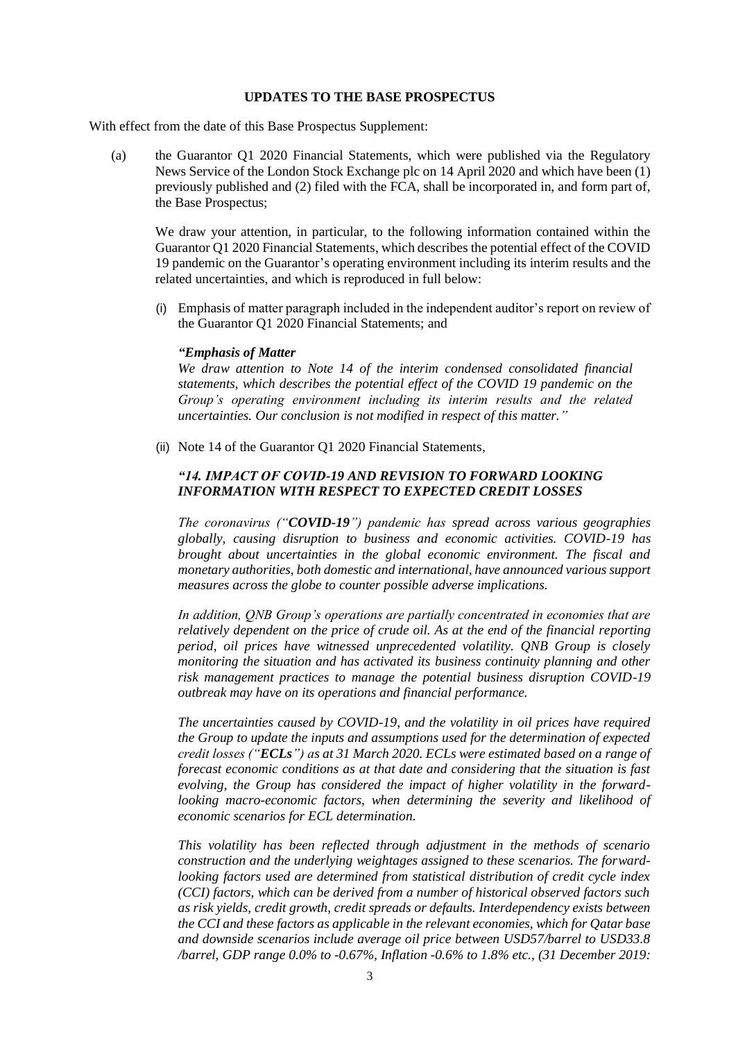**UPDATES TO THE BASE PROSPECTUS**

With effect from the date of this Base Prospectus Supplement:

(a) the Guarantor Q1 2020 Financial Statements, which were published via the Regulatory News Service of the London Stock Exchange plc on 14 April 2020 and which have been (1) previously published and (2) filed with the FCA, shall be incorporated in, and form part of, the Base Prospectus;

We draw your attention, in particular, to the following information contained within the Guarantor Q1 2020 Financial Statements, which describes the potential effect of the COVID 19 pandemic on the Guarantor's operating environment including its interim results and the related uncertainties, and which is reproduced in full below:

(i) Emphasis of matter paragraph included in the independent auditor's report on review of the Guarantor Q1 2020 Financial Statements; and

***"Emphasis of Matter***
*We draw attention to Note 14 of the interim condensed consolidated financial statements, which describes the potential effect of the COVID 19 pandemic on the Group's operating environment including its interim results and the related uncertainties. Our conclusion is not modified in respect of this matter."*

(ii) Note 14 of the Guarantor Q1 2020 Financial Statements,

***"14. IMPACT OF COVID-19 AND REVISION TO FORWARD LOOKING INFORMATION WITH RESPECT TO EXPECTED CREDIT LOSSES***

*The coronavirus ("**COVID-19**") pandemic has spread across various geographies globally, causing disruption to business and economic activities. COVID-19 has brought about uncertainties in the global economic environment. The fiscal and monetary authorities, both domestic and international, have announced various support measures across the globe to counter possible adverse implications.*

*In addition, QNB Group's operations are partially concentrated in economies that are relatively dependent on the price of crude oil. As at the end of the financial reporting period, oil prices have witnessed unprecedented volatility. QNB Group is closely monitoring the situation and has activated its business continuity planning and other risk management practices to manage the potential business disruption COVID-19 outbreak may have on its operations and financial performance.*

*The uncertainties caused by COVID-19, and the volatility in oil prices have required the Group to update the inputs and assumptions used for the determination of expected credit losses ("**ECLs**") as at 31 March 2020. ECLs were estimated based on a range of forecast economic conditions as at that date and considering that the situation is fast evolving, the Group has considered the impact of higher volatility in the forward-looking macro-economic factors, when determining the severity and likelihood of economic scenarios for ECL determination.*

*This volatility has been reflected through adjustment in the methods of scenario construction and the underlying weightages assigned to these scenarios. The forward-looking factors used are determined from statistical distribution of credit cycle index (CCI) factors, which can be derived from a number of historical observed factors such as risk yields, credit growth, credit spreads or defaults. Interdependency exists between the CCI and these factors as applicable in the relevant economies, which for Qatar base and downside scenarios include average oil price between USD57/barrel to USD33.8 /barrel, GDP range 0.0% to -0.67%, Inflation -0.6% to 1.8% etc., (31 December 2019:*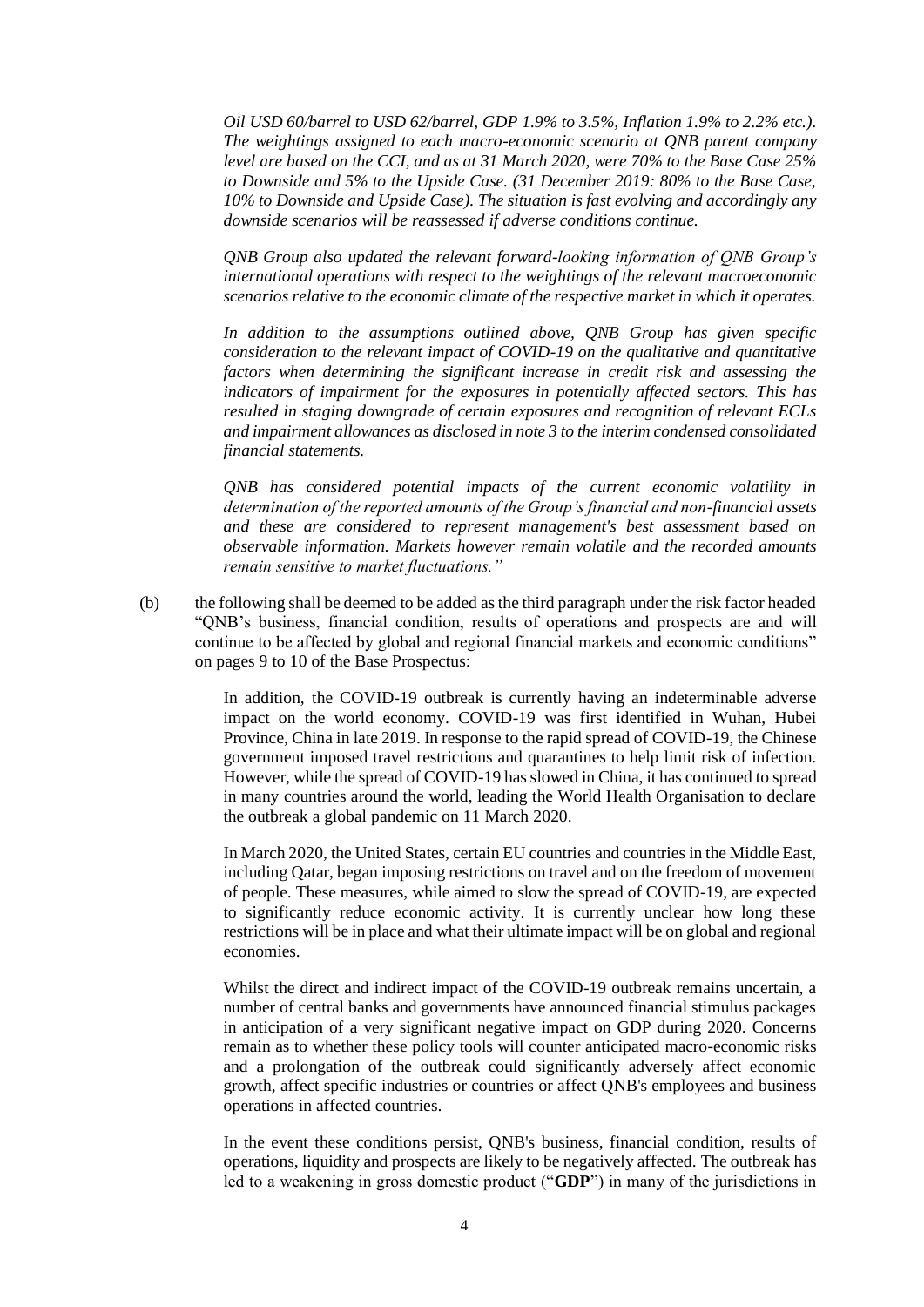*Oil USD 60/barrel to USD 62/barrel, GDP 1.9% to 3.5%, Inflation 1.9% to 2.2% etc.). The weightings assigned to each macro-economic scenario at QNB parent company level are based on the CCI, and as at 31 March 2020, were 70% to the Base Case 25% to Downside and 5% to the Upside Case. (31 December 2019: 80% to the Base Case, 10% to Downside and Upside Case). The situation is fast evolving and accordingly any downside scenarios will be reassessed if adverse conditions continue.*

*QNB Group also updated the relevant forward-looking information of QNB Group's international operations with respect to the weightings of the relevant macroeconomic scenarios relative to the economic climate of the respective market in which it operates.*

*In addition to the assumptions outlined above, QNB Group has given specific consideration to the relevant impact of COVID-19 on the qualitative and quantitative factors when determining the significant increase in credit risk and assessing the indicators of impairment for the exposures in potentially affected sectors. This has resulted in staging downgrade of certain exposures and recognition of relevant ECLs and impairment allowances as disclosed in note 3 to the interim condensed consolidated financial statements.*

*QNB has considered potential impacts of the current economic volatility in determination of the reported amounts of the Group's financial and non-financial assets and these are considered to represent management's best assessment based on observable information. Markets however remain volatile and the recorded amounts remain sensitive to market fluctuations."*

(b) the following shall be deemed to be added as the third paragraph under the risk factor headed "QNB's business, financial condition, results of operations and prospects are and will continue to be affected by global and regional financial markets and economic conditions" on pages 9 to 10 of the Base Prospectus:

In addition, the COVID-19 outbreak is currently having an indeterminable adverse impact on the world economy. COVID-19 was first identified in Wuhan, Hubei Province, China in late 2019. In response to the rapid spread of COVID-19, the Chinese government imposed travel restrictions and quarantines to help limit risk of infection. However, while the spread of COVID-19 has slowed in China, it has continued to spread in many countries around the world, leading the World Health Organisation to declare the outbreak a global pandemic on 11 March 2020.

In March 2020, the United States, certain EU countries and countries in the Middle East, including Qatar, began imposing restrictions on travel and on the freedom of movement of people. These measures, while aimed to slow the spread of COVID-19, are expected to significantly reduce economic activity. It is currently unclear how long these restrictions will be in place and what their ultimate impact will be on global and regional economies.

Whilst the direct and indirect impact of the COVID-19 outbreak remains uncertain, a number of central banks and governments have announced financial stimulus packages in anticipation of a very significant negative impact on GDP during 2020. Concerns remain as to whether these policy tools will counter anticipated macro-economic risks and a prolongation of the outbreak could significantly adversely affect economic growth, affect specific industries or countries or affect QNB's employees and business operations in affected countries.

In the event these conditions persist, QNB's business, financial condition, results of operations, liquidity and prospects are likely to be negatively affected. The outbreak has led to a weakening in gross domestic product ("**GDP**") in many of the jurisdictions in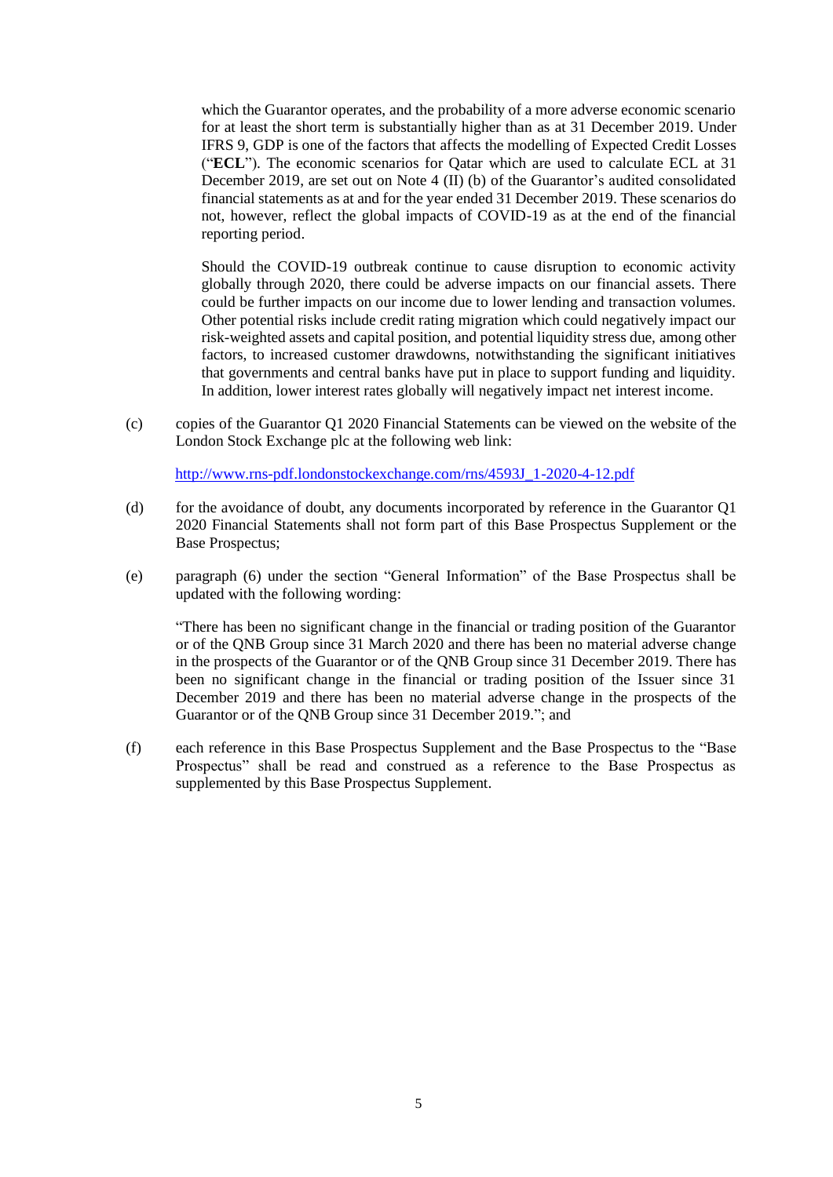which the Guarantor operates, and the probability of a more adverse economic scenario for at least the short term is substantially higher than as at 31 December 2019. Under IFRS 9, GDP is one of the factors that affects the modelling of Expected Credit Losses ("**ECL**"). The economic scenarios for Qatar which are used to calculate ECL at 31 December 2019, are set out on Note 4 (II) (b) of the Guarantor's audited consolidated financial statements as at and for the year ended 31 December 2019. These scenarios do not, however, reflect the global impacts of COVID-19 as at the end of the financial reporting period.

Should the COVID-19 outbreak continue to cause disruption to economic activity globally through 2020, there could be adverse impacts on our financial assets. There could be further impacts on our income due to lower lending and transaction volumes. Other potential risks include credit rating migration which could negatively impact our risk-weighted assets and capital position, and potential liquidity stress due, among other factors, to increased customer drawdowns, notwithstanding the significant initiatives that governments and central banks have put in place to support funding and liquidity. In addition, lower interest rates globally will negatively impact net interest income.

(c) copies of the Guarantor Q1 2020 Financial Statements can be viewed on the website of the London Stock Exchange plc at the following web link:

[http://www.rns-pdf.londonstockexchange.com/rns/4593J_1-2020-4-12.pdf](http://www.rns-pdf.londonstockexchange.com/rns/4593J_1-2020-4-12.pdf)

(d) for the avoidance of doubt, any documents incorporated by reference in the Guarantor Q1 2020 Financial Statements shall not form part of this Base Prospectus Supplement or the Base Prospectus;

(e) paragraph (6) under the section "General Information" of the Base Prospectus shall be updated with the following wording:

"There has been no significant change in the financial or trading position of the Guarantor or of the QNB Group since 31 March 2020 and there has been no material adverse change in the prospects of the Guarantor or of the QNB Group since 31 December 2019. There has been no significant change in the financial or trading position of the Issuer since 31 December 2019 and there has been no material adverse change in the prospects of the Guarantor or of the QNB Group since 31 December 2019."; and

(f) each reference in this Base Prospectus Supplement and the Base Prospectus to the "Base Prospectus" shall be read and construed as a reference to the Base Prospectus as supplemented by this Base Prospectus Supplement.